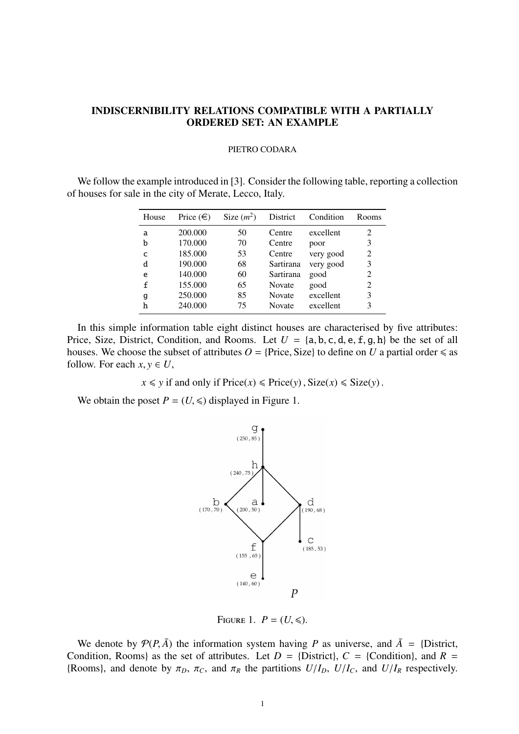# INDISCERNIBILITY RELATIONS COMPATIBLE WITH A PARTIALLY ORDERED SET: AN EXAMPLE

PIETRO CODARA

We follow the example introduced in [3]. Consider the following table, reporting a collection of houses for sale in the city of Merate, Lecco, Italy.

| House | Price (€) | Size ($m^2$) | District | Condition | Rooms |
|---|---|---|---|---|---|
| a | 200.000 | 50 | Centre | excellent | 2 |
| b | 170.000 | 70 | Centre | poor | 3 |
| c | 185.000 | 53 | Centre | very good | 2 |
| d | 190.000 | 68 | Sartirana | very good | 3 |
| e | 140.000 | 60 | Sartirana | good | 2 |
| f | 155.000 | 65 | Novate | good | 2 |
| g | 250.000 | 85 | Novate | excellent | 3 |
| h | 240.000 | 75 | Novate | excellent | 3 |

In this simple information table eight distinct houses are characterised by five attributes: Price, Size, District, Condition, and Rooms. Let $U = \{\mathtt{a}, \mathtt{b}, \mathtt{c}, \mathtt{d}, \mathtt{e}, \mathtt{f}, \mathtt{g}, \mathtt{h}\}$ be the set of all houses. We choose the subset of attributes $O = \{\text{Price}, \text{Size}\}$ to define on $U$ a partial order $\leqslant$ as follow. For each $x, y \in U$,

$$x \leqslant y \text{ if and only if } \text{Price}(x) \leqslant \text{Price}(y)\,,\ \text{Size}(x) \leqslant \text{Size}(y)\,.$$

We obtain the poset $P = (U, \leqslant)$ displayed in Figure 1.

Figure 1. $P = (U, \leqslant)$.

We denote by $\mathcal{P}(P, \bar{A})$ the information system having $P$ as universe, and $\bar{A} = \{\text{District}, \text{Condition}, \text{Rooms}\}$ as the set of attributes. Let $D = \{\text{District}\}$, $C = \{\text{Condition}\}$, and $R = \{\text{Rooms}\}$, and denote by $\pi_D$, $\pi_C$, and $\pi_R$ the partitions $U/I_D$, $U/I_C$, and $U/I_R$ respectively.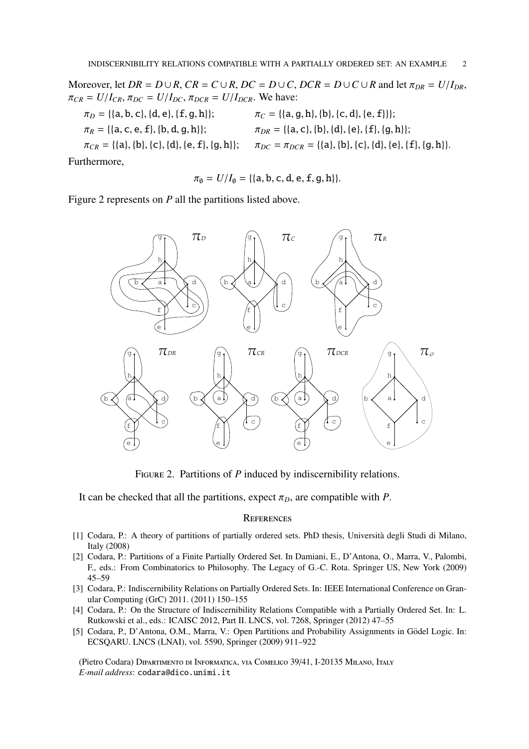Moreover, let $DR = D \cup R$, $CR = C \cup R$, $DC = D \cup C$, $DCR = D \cup C \cup R$ and let $\pi_{DR} = U/I_{DR}$, $\pi_{CR} = U/I_{CR}$, $\pi_{DC} = U/I_{DC}$, $\pi_{DCR} = U/I_{DCR}$. We have:

$\pi_D = \{\{\mathtt{a}, \mathtt{b}, \mathtt{c}\}, \{\mathtt{d}, \mathtt{e}\}, \{\mathtt{f}, \mathtt{g}, \mathtt{h}\}\}$; $\quad \pi_C = \{\{\mathtt{a}, \mathtt{g}, \mathtt{h}\}, \{\mathtt{b}\}, \{\mathtt{c}, \mathtt{d}\}, \{\mathtt{e}, \mathtt{f}\}\}$;

$\pi_R = \{\{\mathtt{a}, \mathtt{c}, \mathtt{e}, \mathtt{f}\}, \{\mathtt{b}, \mathtt{d}, \mathtt{g}, \mathtt{h}\}\}$; $\quad \pi_{DR} = \{\{\mathtt{a}, \mathtt{c}\}, \{\mathtt{b}\}, \{\mathtt{d}\}, \{\mathtt{e}\}, \{\mathtt{f}\}, \{\mathtt{g}, \mathtt{h}\}\}$;

$\pi_{CR} = \{\{\mathtt{a}\}, \{\mathtt{b}\}, \{\mathtt{c}\}, \{\mathtt{d}\}, \{\mathtt{e}, \mathtt{f}\}, \{\mathtt{g}, \mathtt{h}\}\}$; $\quad \pi_{DC} = \pi_{DCR} = \{\{\mathtt{a}\}, \{\mathtt{b}\}, \{\mathtt{c}\}, \{\mathtt{d}\}, \{\mathtt{e}\}, \{\mathtt{f}\}, \{\mathtt{g}, \mathtt{h}\}\}$.

Furthermore,

$$\pi_\emptyset = U/I_\emptyset = \{\{\mathtt{a}, \mathtt{b}, \mathtt{c}, \mathtt{d}, \mathtt{e}, \mathtt{f}, \mathtt{g}, \mathtt{h}\}\}.$$

Figure 2 represents on $P$ all the partitions listed above.

$\pi_D$ $\pi_C$ $\pi_R$ $\pi_{DR}$ $\pi_{CR}$ $\pi_{DCR}$ $\pi_\emptyset$

FIGURE 2. Partitions of $P$ induced by indiscernibility relations.

It can be checked that all the partitions, expect $\pi_D$, are compatible with $P$.

## REFERENCES

[1] Codara, P.: A theory of partitions of partially ordered sets. PhD thesis, Università degli Studi di Milano, Italy (2008)

[2] Codara, P.: Partitions of a Finite Partially Ordered Set. In Damiani, E., D'Antona, O., Marra, V., Palombi, F., eds.: From Combinatorics to Philosophy. The Legacy of G.-C. Rota. Springer US, New York (2009) 45–59

[3] Codara, P.: Indiscernibility Relations on Partially Ordered Sets. In: IEEE International Conference on Granular Computing (GrC) 2011. (2011) 150–155

[4] Codara, P.: On the Structure of Indiscernibility Relations Compatible with a Partially Ordered Set. In: L. Rutkowski et al., eds.: ICAISC 2012, Part II. LNCS, vol. 7268, Springer (2012) 47–55

[5] Codara, P., D'Antona, O.M., Marra, V.: Open Partitions and Probability Assignments in Gödel Logic. In: ECSQARU. LNCS (LNAI), vol. 5590, Springer (2009) 911–922

(Pietro Codara) DIPARTIMENTO DI INFORMATICA, VIA COMELICO 39/41, I-20135 MILANO, ITALY
*E-mail address*: codara@dico.unimi.it